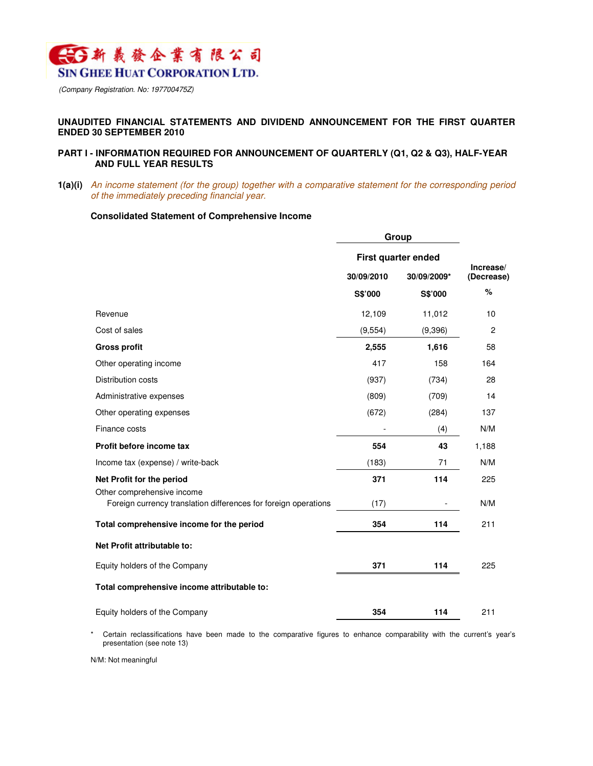新義發企業有限公司
**SIN GHEE HUAT CORPORATION LTD.**

*(Company Registration. No: 197700475Z)*

## UNAUDITED FINANCIAL STATEMENTS AND DIVIDEND ANNOUNCEMENT FOR THE FIRST QUARTER ENDED 30 SEPTEMBER 2010

## PART I - INFORMATION REQUIRED FOR ANNOUNCEMENT OF QUARTERLY (Q1, Q2 & Q3), HALF-YEAR AND FULL YEAR RESULTS

**1(a)(i)** *An income statement (for the group) together with a comparative statement for the corresponding period of the immediately preceding financial year.*

**Consolidated Statement of Comprehensive Income**

| | Group | | |
|---|---|---|---|
| | First quarter ended | | Increase/ (Decrease) |
| | 30/09/2010 | 30/09/2009* | |
| | S$'000 | S$'000 | % |
| Revenue | 12,109 | 11,012 | 10 |
| Cost of sales | (9,554) | (9,396) | 2 |
| **Gross profit** | **2,555** | **1,616** | 58 |
| Other operating income | 417 | 158 | 164 |
| Distribution costs | (937) | (734) | 28 |
| Administrative expenses | (809) | (709) | 14 |
| Other operating expenses | (672) | (284) | 137 |
| Finance costs | - | (4) | N/M |
| **Profit before income tax** | **554** | **43** | 1,188 |
| Income tax (expense) / write-back | (183) | 71 | N/M |
| **Net Profit for the period** | **371** | **114** | 225 |
| Other comprehensive income | | | |
| Foreign currency translation differences for foreign operations | (17) | - | N/M |
| **Total comprehensive income for the period** | **354** | **114** | 211 |
| **Net Profit attributable to:** | | | |
| Equity holders of the Company | **371** | **114** | 225 |
| **Total comprehensive income attributable to:** | | | |
| Equity holders of the Company | **354** | **114** | 211 |

\* Certain reclassifications have been made to the comparative figures to enhance comparability with the current's year's presentation (see note 13)

N/M: Not meaningful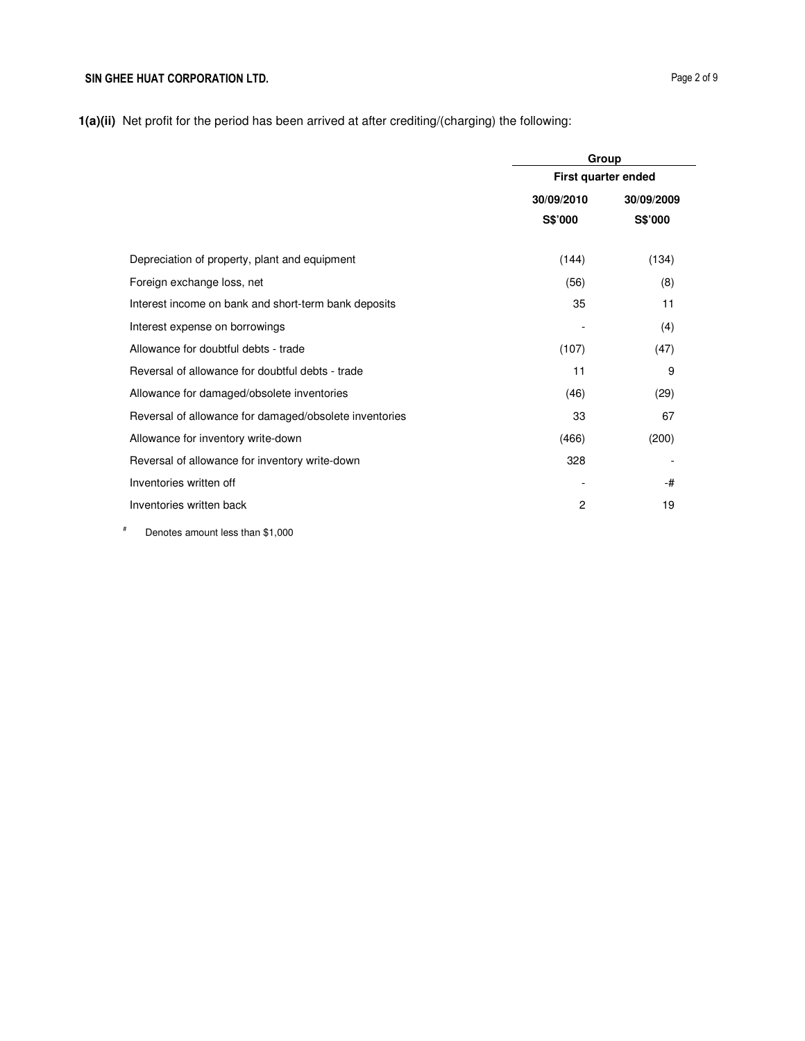**1(a)(ii)** Net profit for the period has been arrived at after crediting/(charging) the following:

| | Group | |
|---|---|---|
| | First quarter ended | |
| | 30/09/2010 | 30/09/2009 |
| | S$'000 | S$'000 |
| Depreciation of property, plant and equipment | (144) | (134) |
| Foreign exchange loss, net | (56) | (8) |
| Interest income on bank and short-term bank deposits | 35 | 11 |
| Interest expense on borrowings | - | (4) |
| Allowance for doubtful debts - trade | (107) | (47) |
| Reversal of allowance for doubtful debts - trade | 11 | 9 |
| Allowance for damaged/obsolete inventories | (46) | (29) |
| Reversal of allowance for damaged/obsolete inventories | 33 | 67 |
| Allowance for inventory write-down | (466) | (200) |
| Reversal of allowance for inventory write-down | 328 | - |
| Inventories written off | - | -# |
| Inventories written back | 2 | 19 |

# Denotes amount less than $1,000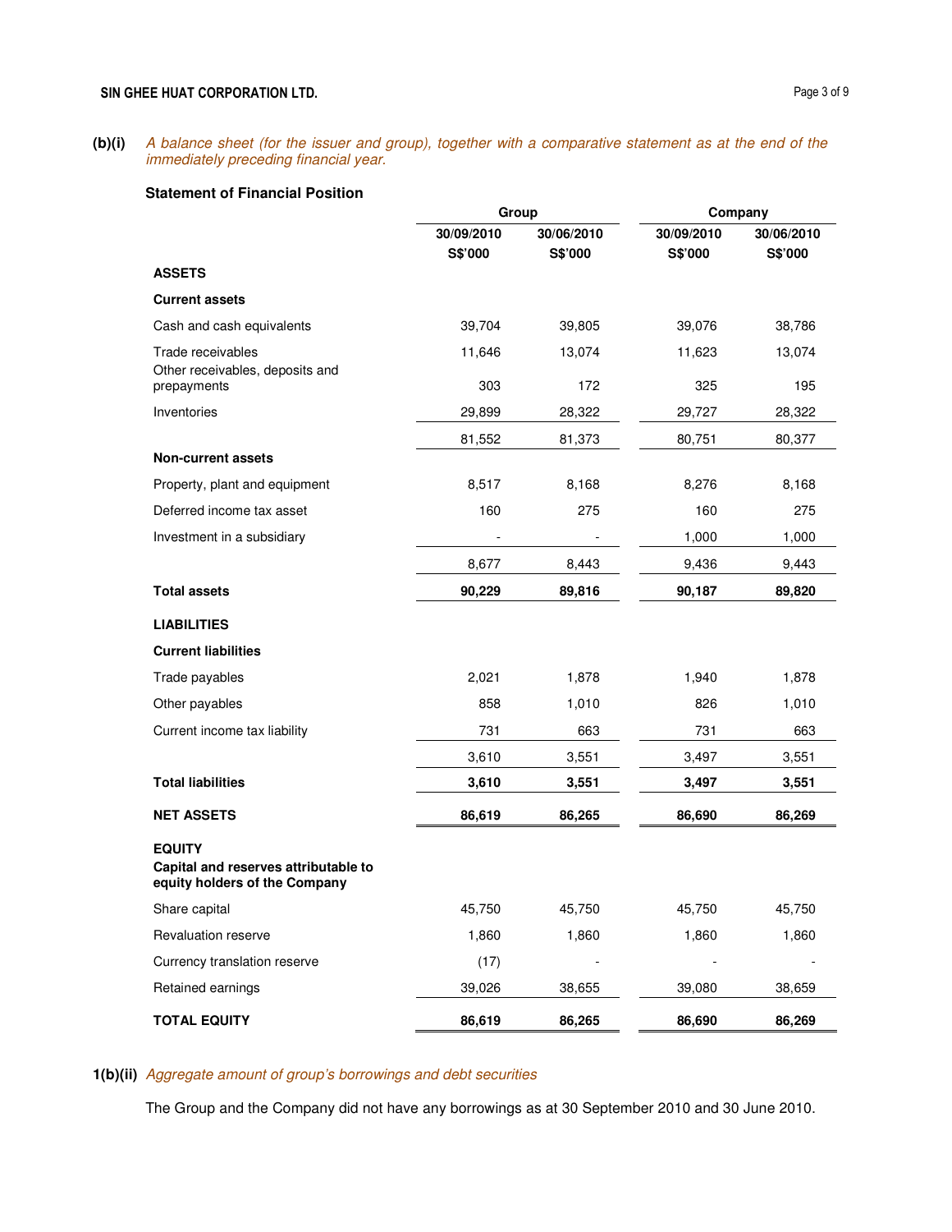**(b)(i)** *A balance sheet (for the issuer and group), together with a comparative statement as at the end of the immediately preceding financial year.*

**Statement of Financial Position**

| | Group | | Company | |
|---|---|---|---|---|
| | **30/09/2010** | **30/06/2010** | **30/09/2010** | **30/06/2010** |
| | **S$'000** | **S$'000** | **S$'000** | **S$'000** |
| **ASSETS** | | | | |
| **Current assets** | | | | |
| Cash and cash equivalents | 39,704 | 39,805 | 39,076 | 38,786 |
| Trade receivables | 11,646 | 13,074 | 11,623 | 13,074 |
| Other receivables, deposits and prepayments | 303 | 172 | 325 | 195 |
| Inventories | 29,899 | 28,322 | 29,727 | 28,322 |
| | 81,552 | 81,373 | 80,751 | 80,377 |
| **Non-current assets** | | | | |
| Property, plant and equipment | 8,517 | 8,168 | 8,276 | 8,168 |
| Deferred income tax asset | 160 | 275 | 160 | 275 |
| Investment in a subsidiary | - | - | 1,000 | 1,000 |
| | 8,677 | 8,443 | 9,436 | 9,443 |
| **Total assets** | **90,229** | **89,816** | **90,187** | **89,820** |
| **LIABILITIES** | | | | |
| **Current liabilities** | | | | |
| Trade payables | 2,021 | 1,878 | 1,940 | 1,878 |
| Other payables | 858 | 1,010 | 826 | 1,010 |
| Current income tax liability | 731 | 663 | 731 | 663 |
| | 3,610 | 3,551 | 3,497 | 3,551 |
| **Total liabilities** | **3,610** | **3,551** | **3,497** | **3,551** |
| **NET ASSETS** | **86,619** | **86,265** | **86,690** | **86,269** |
| **EQUITY** | | | | |
| **Capital and reserves attributable to equity holders of the Company** | | | | |
| Share capital | 45,750 | 45,750 | 45,750 | 45,750 |
| Revaluation reserve | 1,860 | 1,860 | 1,860 | 1,860 |
| Currency translation reserve | (17) | - | - | - |
| Retained earnings | 39,026 | 38,655 | 39,080 | 38,659 |
| **TOTAL EQUITY** | **86,619** | **86,265** | **86,690** | **86,269** |

**1(b)(ii)** *Aggregate amount of group's borrowings and debt securities*

The Group and the Company did not have any borrowings as at 30 September 2010 and 30 June 2010.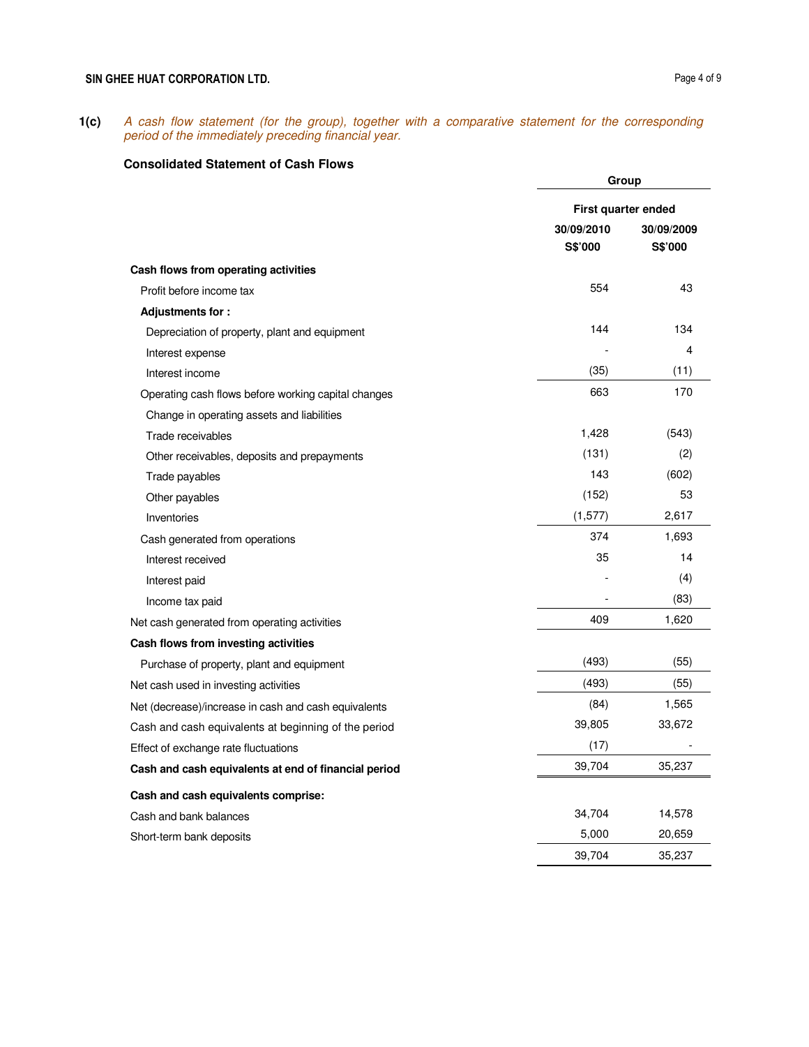**1(c)** *A cash flow statement (for the group), together with a comparative statement for the corresponding period of the immediately preceding financial year.*

### Consolidated Statement of Cash Flows

| | Group | |
|---|---|---|
| | **First quarter ended** | |
| | **30/09/2010** | **30/09/2009** |
| | **S$'000** | **S$'000** |
| **Cash flows from operating activities** | | |
| Profit before income tax | 554 | 43 |
| **Adjustments for :** | | |
| Depreciation of property, plant and equipment | 144 | 134 |
| Interest expense | - | 4 |
| Interest income | (35) | (11) |
| Operating cash flows before working capital changes | 663 | 170 |
| Change in operating assets and liabilities | | |
| Trade receivables | 1,428 | (543) |
| Other receivables, deposits and prepayments | (131) | (2) |
| Trade payables | 143 | (602) |
| Other payables | (152) | 53 |
| Inventories | (1,577) | 2,617 |
| Cash generated from operations | 374 | 1,693 |
| Interest received | 35 | 14 |
| Interest paid | - | (4) |
| Income tax paid | - | (83) |
| Net cash generated from operating activities | 409 | 1,620 |
| **Cash flows from investing activities** | | |
| Purchase of property, plant and equipment | (493) | (55) |
| Net cash used in investing activities | (493) | (55) |
| Net (decrease)/increase in cash and cash equivalents | (84) | 1,565 |
| Cash and cash equivalents at beginning of the period | 39,805 | 33,672 |
| Effect of exchange rate fluctuations | (17) | - |
| **Cash and cash equivalents at end of financial period** | 39,704 | 35,237 |
| **Cash and cash equivalents comprise:** | | |
| Cash and bank balances | 34,704 | 14,578 |
| Short-term bank deposits | 5,000 | 20,659 |
| | 39,704 | 35,237 |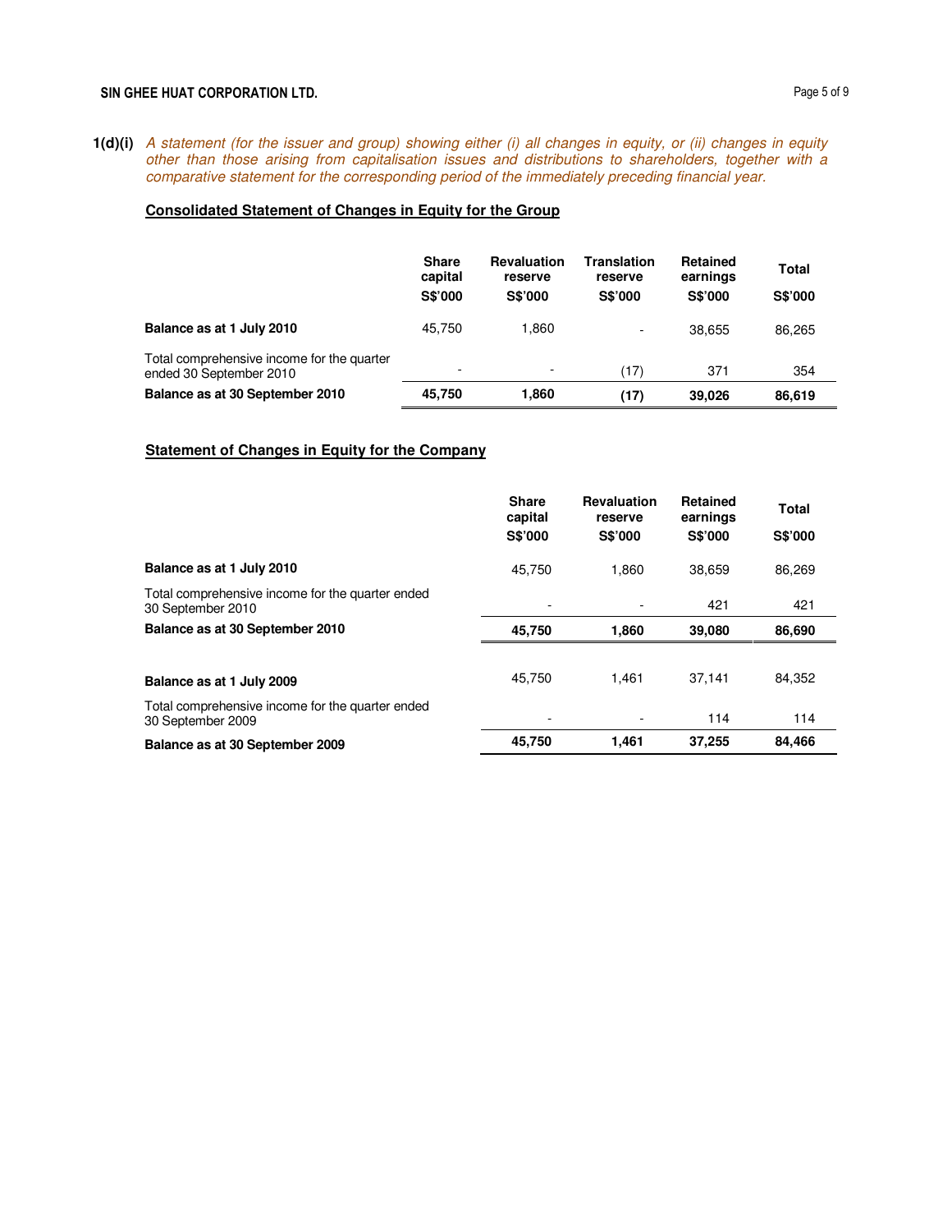**1(d)(i)** *A statement (for the issuer and group) showing either (i) all changes in equity, or (ii) changes in equity other than those arising from capitalisation issues and distributions to shareholders, together with a comparative statement for the corresponding period of the immediately preceding financial year.*

**Consolidated Statement of Changes in Equity for the Group**

| | Share capital S$'000 | Revaluation reserve S$'000 | Translation reserve S$'000 | Retained earnings S$'000 | Total S$'000 |
|---|---|---|---|---|---|
| **Balance as at 1 July 2010** | 45,750 | 1,860 | - | 38,655 | 86,265 |
| Total comprehensive income for the quarter ended 30 September 2010 | - | - | (17) | 371 | 354 |
| **Balance as at 30 September 2010** | **45,750** | **1,860** | **(17)** | **39,026** | **86,619** |

**Statement of Changes in Equity for the Company**

| | Share capital S$'000 | Revaluation reserve S$'000 | Retained earnings S$'000 | Total S$'000 |
|---|---|---|---|---|
| **Balance as at 1 July 2010** | 45,750 | 1,860 | 38,659 | 86,269 |
| Total comprehensive income for the quarter ended 30 September 2010 | - | - | 421 | 421 |
| **Balance as at 30 September 2010** | **45,750** | **1,860** | **39,080** | **86,690** |
| | | | | |
| **Balance as at 1 July 2009** | 45,750 | 1,461 | 37,141 | 84,352 |
| Total comprehensive income for the quarter ended 30 September 2009 | - | - | 114 | 114 |
| **Balance as at 30 September 2009** | **45,750** | **1,461** | **37,255** | **84,466** |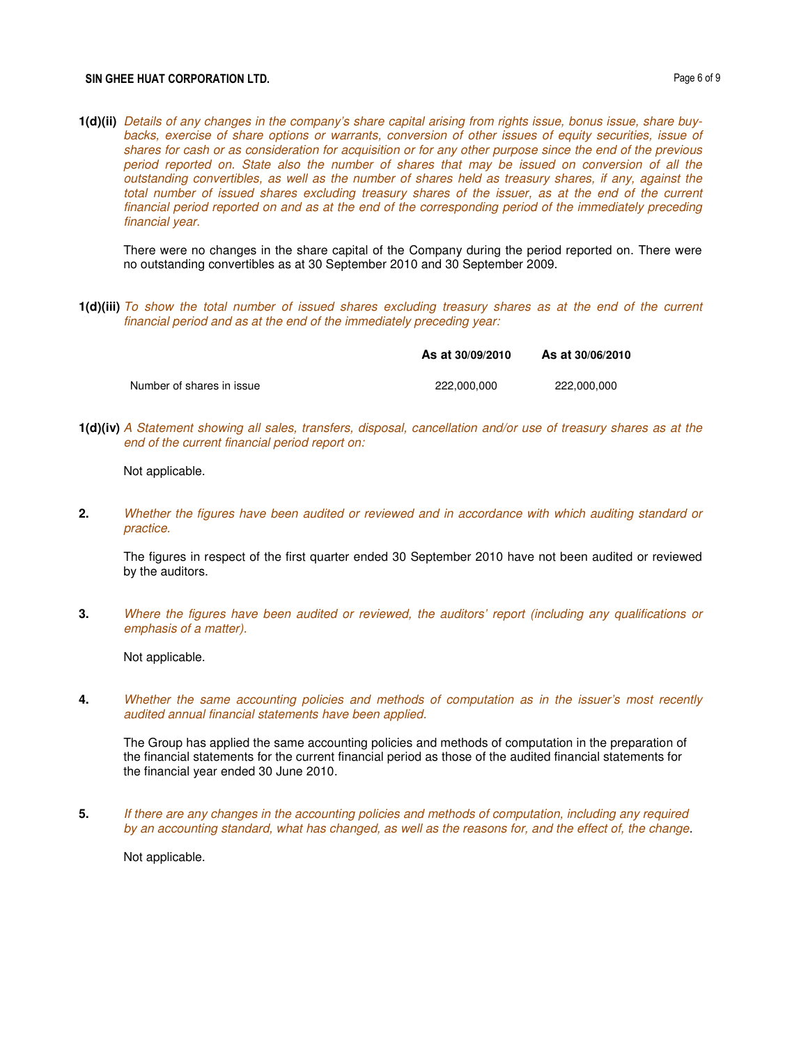**1(d)(ii)** *Details of any changes in the company's share capital arising from rights issue, bonus issue, share buy-backs, exercise of share options or warrants, conversion of other issues of equity securities, issue of shares for cash or as consideration for acquisition or for any other purpose since the end of the previous period reported on. State also the number of shares that may be issued on conversion of all the outstanding convertibles, as well as the number of shares held as treasury shares, if any, against the total number of issued shares excluding treasury shares of the issuer, as at the end of the current financial period reported on and as at the end of the corresponding period of the immediately preceding financial year.*

There were no changes in the share capital of the Company during the period reported on. There were no outstanding convertibles as at 30 September 2010 and 30 September 2009.

**1(d)(iii)** *To show the total number of issued shares excluding treasury shares as at the end of the current financial period and as at the end of the immediately preceding year:*

| | As at 30/09/2010 | As at 30/06/2010 |
|---|---|---|
| Number of shares in issue | 222,000,000 | 222,000,000 |

**1(d)(iv)** *A Statement showing all sales, transfers, disposal, cancellation and/or use of treasury shares as at the end of the current financial period report on:*

Not applicable.

**2.** *Whether the figures have been audited or reviewed and in accordance with which auditing standard or practice.*

The figures in respect of the first quarter ended 30 September 2010 have not been audited or reviewed by the auditors.

**3.** *Where the figures have been audited or reviewed, the auditors' report (including any qualifications or emphasis of a matter).*

Not applicable.

**4.** *Whether the same accounting policies and methods of computation as in the issuer's most recently audited annual financial statements have been applied.*

The Group has applied the same accounting policies and methods of computation in the preparation of the financial statements for the current financial period as those of the audited financial statements for the financial year ended 30 June 2010.

**5.** *If there are any changes in the accounting policies and methods of computation, including any required by an accounting standard, what has changed, as well as the reasons for, and the effect of, the change.*

Not applicable.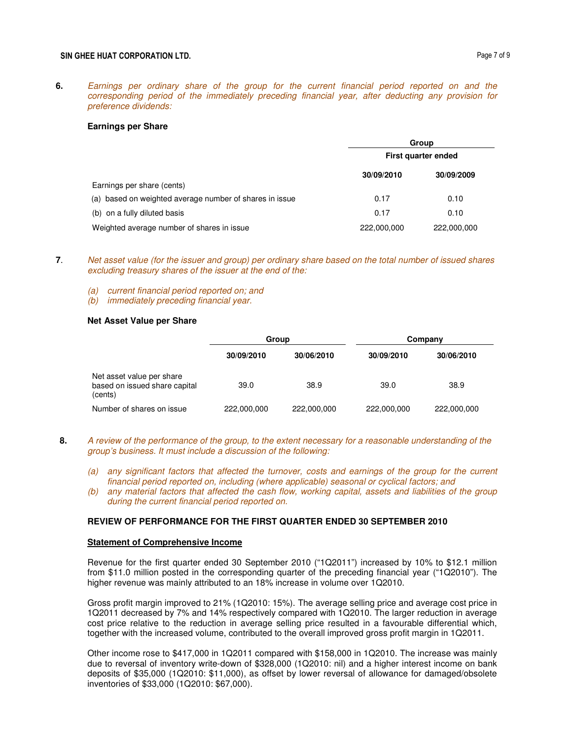**6.** *Earnings per ordinary share of the group for the current financial period reported on and the corresponding period of the immediately preceding financial year, after deducting any provision for preference dividends:*

**Earnings per Share**

| | Group | |
|---|---|---|
| | First quarter ended | |
| | 30/09/2010 | 30/09/2009 |
| Earnings per share (cents) | | |
| (a) based on weighted average number of shares in issue | 0.17 | 0.10 |
| (b) on a fully diluted basis | 0.17 | 0.10 |
| Weighted average number of shares in issue | 222,000,000 | 222,000,000 |

**7**. *Net asset value (for the issuer and group) per ordinary share based on the total number of issued shares excluding treasury shares of the issuer at the end of the:*

*(a) current financial period reported on; and*
*(b) immediately preceding financial year.*

**Net Asset Value per Share**

| | Group | | Company | |
|---|---|---|---|---|
| | 30/09/2010 | 30/06/2010 | 30/09/2010 | 30/06/2010 |
| Net asset value per share based on issued share capital (cents) | 39.0 | 38.9 | 39.0 | 38.9 |
| Number of shares on issue | 222,000,000 | 222,000,000 | 222,000,000 | 222,000,000 |

**8.** *A review of the performance of the group, to the extent necessary for a reasonable understanding of the group's business. It must include a discussion of the following:*

*(a) any significant factors that affected the turnover, costs and earnings of the group for the current financial period reported on, including (where applicable) seasonal or cyclical factors; and*
*(b) any material factors that affected the cash flow, working capital, assets and liabilities of the group during the current financial period reported on.*

**REVIEW OF PERFORMANCE FOR THE FIRST QUARTER ENDED 30 SEPTEMBER 2010**

**Statement of Comprehensive Income**

Revenue for the first quarter ended 30 September 2010 ("1Q2011") increased by 10% to $12.1 million from $11.0 million posted in the corresponding quarter of the preceding financial year ("1Q2010"). The higher revenue was mainly attributed to an 18% increase in volume over 1Q2010.

Gross profit margin improved to 21% (1Q2010: 15%). The average selling price and average cost price in 1Q2011 decreased by 7% and 14% respectively compared with 1Q2010. The larger reduction in average cost price relative to the reduction in average selling price resulted in a favourable differential which, together with the increased volume, contributed to the overall improved gross profit margin in 1Q2011.

Other income rose to $417,000 in 1Q2011 compared with $158,000 in 1Q2010. The increase was mainly due to reversal of inventory write-down of $328,000 (1Q2010: nil) and a higher interest income on bank deposits of $35,000 (1Q2010: $11,000), as offset by lower reversal of allowance for damaged/obsolete inventories of $33,000 (1Q2010: $67,000).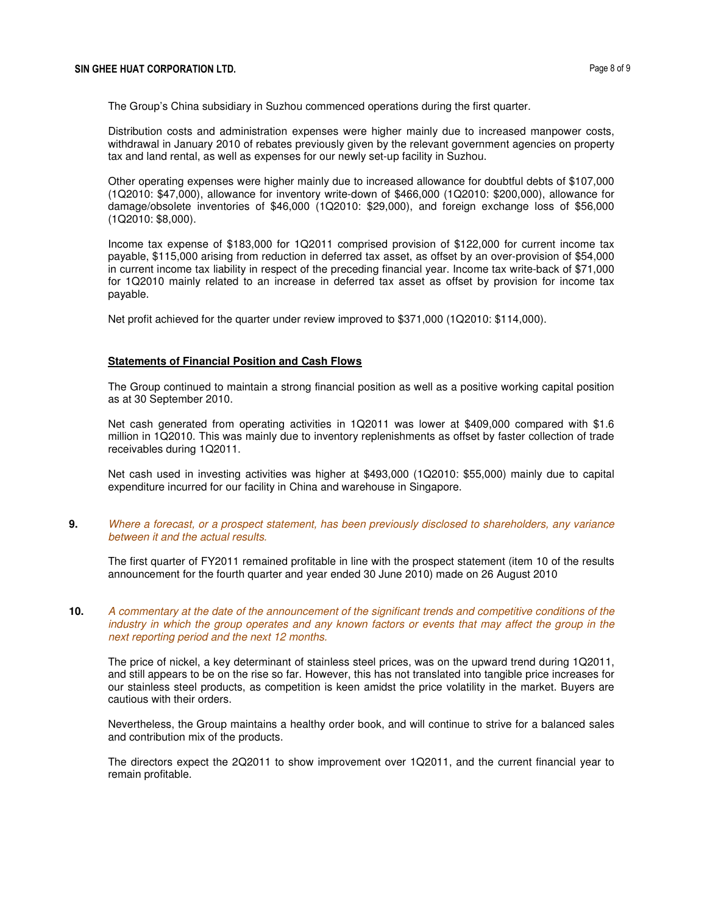The Group's China subsidiary in Suzhou commenced operations during the first quarter.

Distribution costs and administration expenses were higher mainly due to increased manpower costs, withdrawal in January 2010 of rebates previously given by the relevant government agencies on property tax and land rental, as well as expenses for our newly set-up facility in Suzhou.

Other operating expenses were higher mainly due to increased allowance for doubtful debts of $107,000 (1Q2010: $47,000), allowance for inventory write-down of $466,000 (1Q2010: $200,000), allowance for damage/obsolete inventories of $46,000 (1Q2010: $29,000), and foreign exchange loss of $56,000 (1Q2010: $8,000).

Income tax expense of $183,000 for 1Q2011 comprised provision of $122,000 for current income tax payable, $115,000 arising from reduction in deferred tax asset, as offset by an over-provision of $54,000 in current income tax liability in respect of the preceding financial year. Income tax write-back of $71,000 for 1Q2010 mainly related to an increase in deferred tax asset as offset by provision for income tax payable.

Net profit achieved for the quarter under review improved to $371,000 (1Q2010: $114,000).

**Statements of Financial Position and Cash Flows**

The Group continued to maintain a strong financial position as well as a positive working capital position as at 30 September 2010.

Net cash generated from operating activities in 1Q2011 was lower at $409,000 compared with $1.6 million in 1Q2010. This was mainly due to inventory replenishments as offset by faster collection of trade receivables during 1Q2011.

Net cash used in investing activities was higher at $493,000 (1Q2010: $55,000) mainly due to capital expenditure incurred for our facility in China and warehouse in Singapore.

**9.** *Where a forecast, or a prospect statement, has been previously disclosed to shareholders, any variance between it and the actual results.*

The first quarter of FY2011 remained profitable in line with the prospect statement (item 10 of the results announcement for the fourth quarter and year ended 30 June 2010) made on 26 August 2010

**10.** *A commentary at the date of the announcement of the significant trends and competitive conditions of the industry in which the group operates and any known factors or events that may affect the group in the next reporting period and the next 12 months.*

The price of nickel, a key determinant of stainless steel prices, was on the upward trend during 1Q2011, and still appears to be on the rise so far. However, this has not translated into tangible price increases for our stainless steel products, as competition is keen amidst the price volatility in the market. Buyers are cautious with their orders.

Nevertheless, the Group maintains a healthy order book, and will continue to strive for a balanced sales and contribution mix of the products.

The directors expect the 2Q2011 to show improvement over 1Q2011, and the current financial year to remain profitable.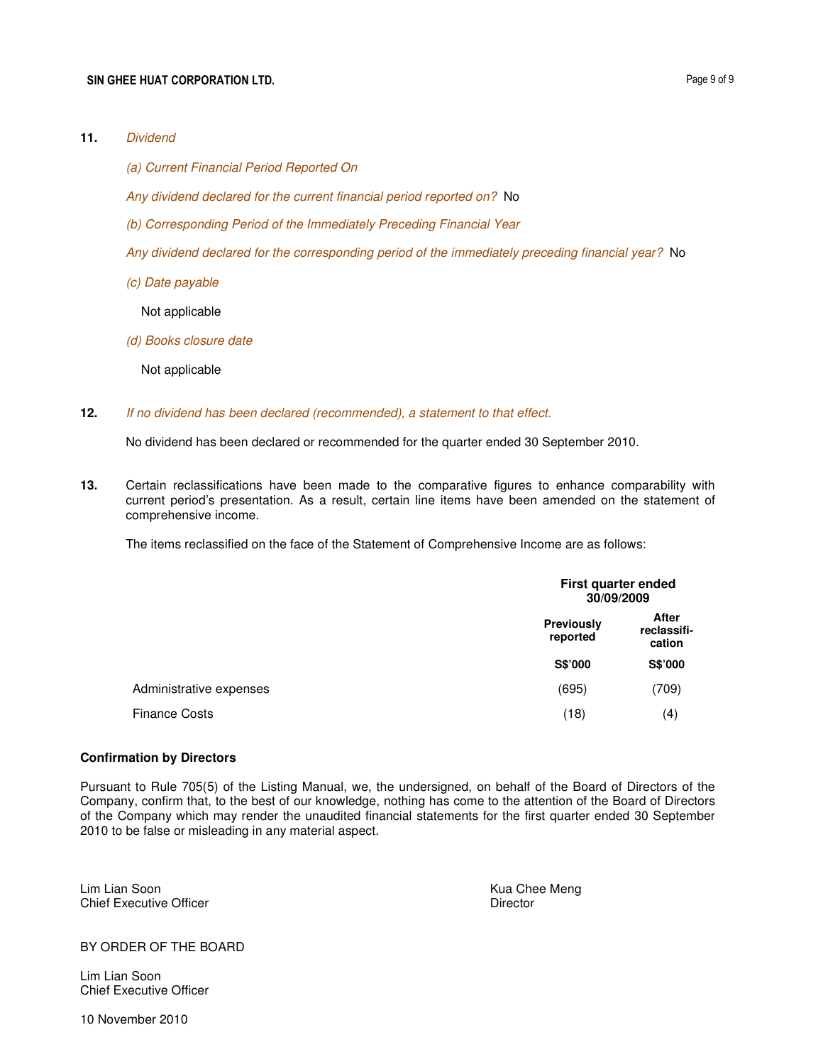**11.** *Dividend*

*(a) Current Financial Period Reported On*

*Any dividend declared for the current financial period reported on?* No

*(b) Corresponding Period of the Immediately Preceding Financial Year*

*Any dividend declared for the corresponding period of the immediately preceding financial year?* No

*(c) Date payable*

Not applicable

*(d) Books closure date*

Not applicable

**12.** *If no dividend has been declared (recommended), a statement to that effect.*

No dividend has been declared or recommended for the quarter ended 30 September 2010.

**13.** Certain reclassifications have been made to the comparative figures to enhance comparability with current period's presentation. As a result, certain line items have been amended on the statement of comprehensive income.

The items reclassified on the face of the Statement of Comprehensive Income are as follows:

| | First quarter ended 30/09/2009 | |
|---|---|---|
| | Previously reported | After reclassification |
| | S$'000 | S$'000 |
| Administrative expenses | (695) | (709) |
| Finance Costs | (18) | (4) |

**Confirmation by Directors**

Pursuant to Rule 705(5) of the Listing Manual, we, the undersigned, on behalf of the Board of Directors of the Company, confirm that, to the best of our knowledge, nothing has come to the attention of the Board of Directors of the Company which may render the unaudited financial statements for the first quarter ended 30 September 2010 to be false or misleading in any material aspect.

Lim Lian Soon
Chief Executive Officer

Kua Chee Meng
Director

BY ORDER OF THE BOARD

Lim Lian Soon
Chief Executive Officer

10 November 2010